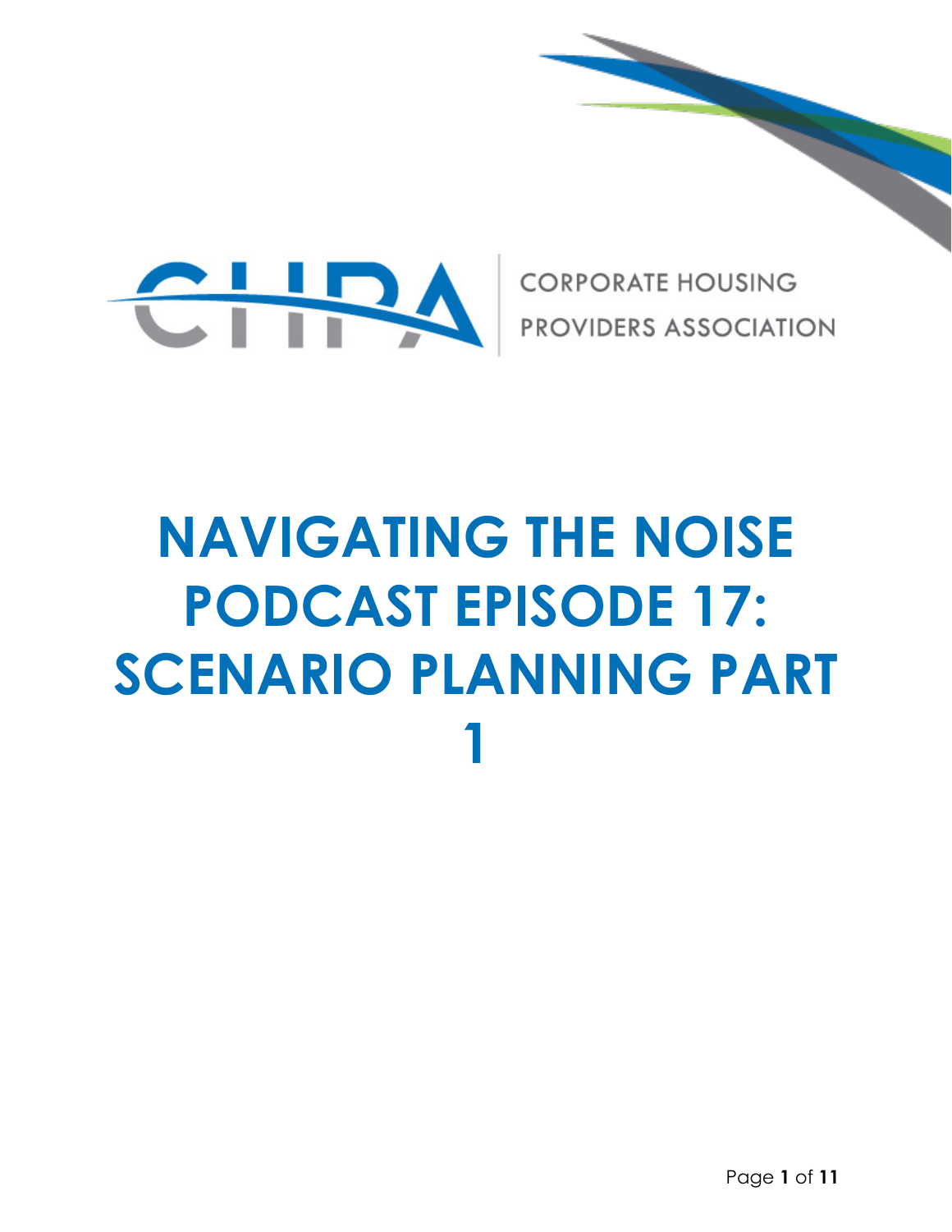CORPORATE HOUSING PROVIDERS ASSOCIATION

# NAVIGATING THE NOISE PODCAST EPISODE 17: SCENARIO PLANNING PART 1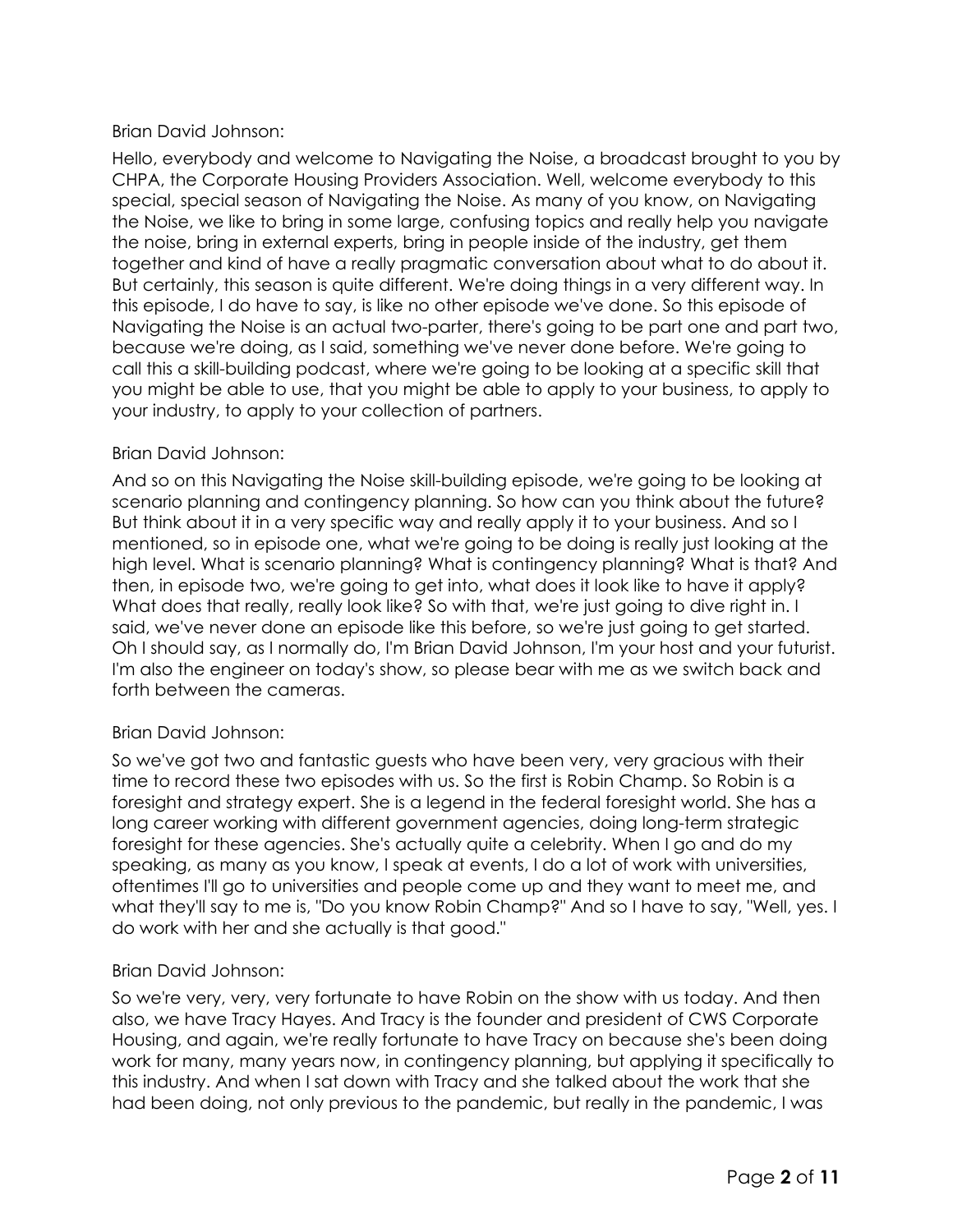Brian David Johnson:

Hello, everybody and welcome to Navigating the Noise, a broadcast brought to you by CHPA, the Corporate Housing Providers Association. Well, welcome everybody to this special, special season of Navigating the Noise. As many of you know, on Navigating the Noise, we like to bring in some large, confusing topics and really help you navigate the noise, bring in external experts, bring in people inside of the industry, get them together and kind of have a really pragmatic conversation about what to do about it. But certainly, this season is quite different. We're doing things in a very different way. In this episode, I do have to say, is like no other episode we've done. So this episode of Navigating the Noise is an actual two-parter, there's going to be part one and part two, because we're doing, as I said, something we've never done before. We're going to call this a skill-building podcast, where we're going to be looking at a specific skill that you might be able to use, that you might be able to apply to your business, to apply to your industry, to apply to your collection of partners.

Brian David Johnson:

And so on this Navigating the Noise skill-building episode, we're going to be looking at scenario planning and contingency planning. So how can you think about the future? But think about it in a very specific way and really apply it to your business. And so I mentioned, so in episode one, what we're going to be doing is really just looking at the high level. What is scenario planning? What is contingency planning? What is that? And then, in episode two, we're going to get into, what does it look like to have it apply? What does that really, really look like? So with that, we're just going to dive right in. I said, we've never done an episode like this before, so we're just going to get started. Oh I should say, as I normally do, I'm Brian David Johnson, I'm your host and your futurist. I'm also the engineer on today's show, so please bear with me as we switch back and forth between the cameras.

Brian David Johnson:

So we've got two and fantastic guests who have been very, very gracious with their time to record these two episodes with us. So the first is Robin Champ. So Robin is a foresight and strategy expert. She is a legend in the federal foresight world. She has a long career working with different government agencies, doing long-term strategic foresight for these agencies. She's actually quite a celebrity. When I go and do my speaking, as many as you know, I speak at events, I do a lot of work with universities, oftentimes I'll go to universities and people come up and they want to meet me, and what they'll say to me is, "Do you know Robin Champ?" And so I have to say, "Well, yes. I do work with her and she actually is that good."

Brian David Johnson:

So we're very, very, very fortunate to have Robin on the show with us today. And then also, we have Tracy Hayes. And Tracy is the founder and president of CWS Corporate Housing, and again, we're really fortunate to have Tracy on because she's been doing work for many, many years now, in contingency planning, but applying it specifically to this industry. And when I sat down with Tracy and she talked about the work that she had been doing, not only previous to the pandemic, but really in the pandemic, I was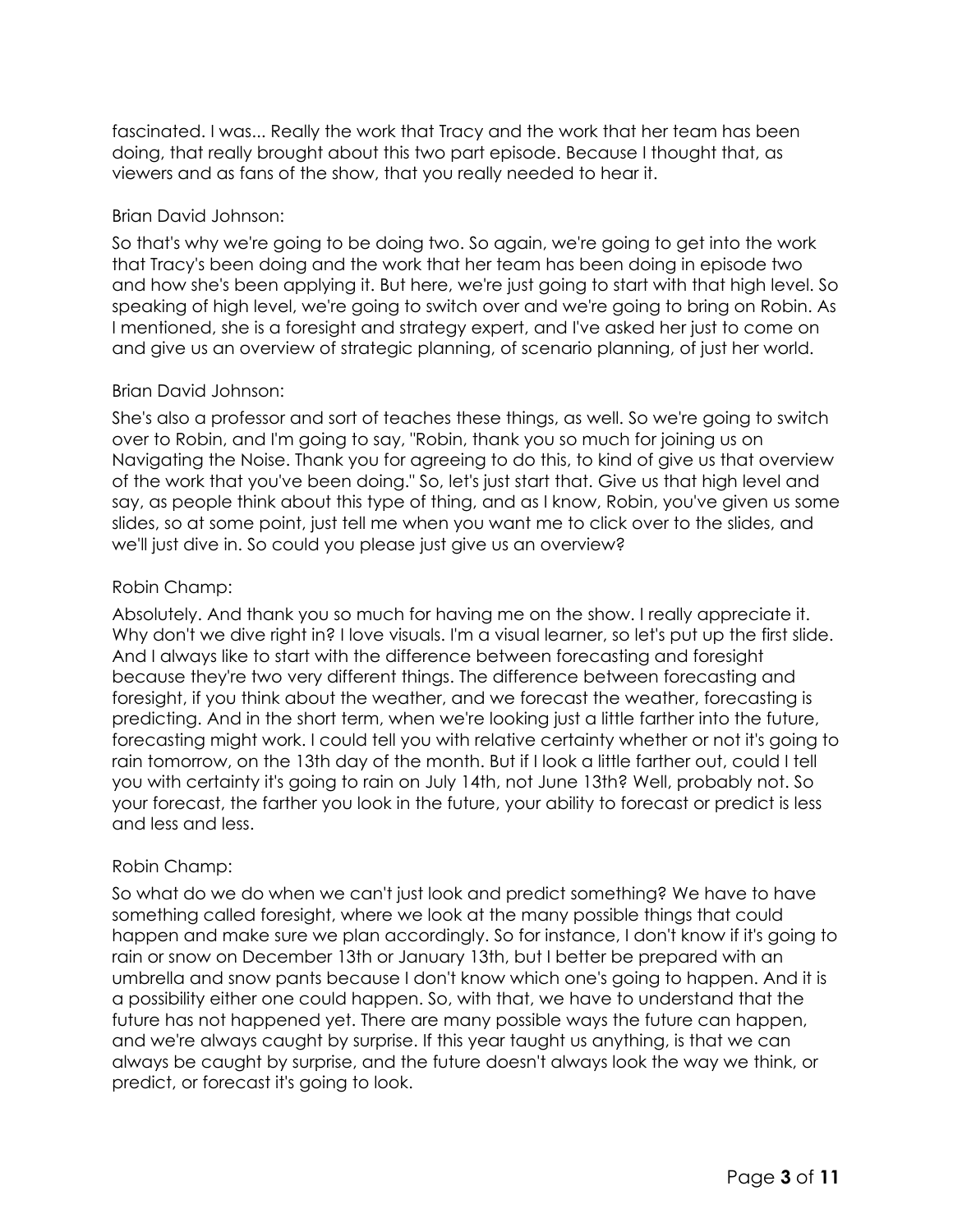fascinated. I was... Really the work that Tracy and the work that her team has been doing, that really brought about this two part episode. Because I thought that, as viewers and as fans of the show, that you really needed to hear it.

Brian David Johnson:

So that's why we're going to be doing two. So again, we're going to get into the work that Tracy's been doing and the work that her team has been doing in episode two and how she's been applying it. But here, we're just going to start with that high level. So speaking of high level, we're going to switch over and we're going to bring on Robin. As I mentioned, she is a foresight and strategy expert, and I've asked her just to come on and give us an overview of strategic planning, of scenario planning, of just her world.

Brian David Johnson:

She's also a professor and sort of teaches these things, as well. So we're going to switch over to Robin, and I'm going to say, "Robin, thank you so much for joining us on Navigating the Noise. Thank you for agreeing to do this, to kind of give us that overview of the work that you've been doing." So, let's just start that. Give us that high level and say, as people think about this type of thing, and as I know, Robin, you've given us some slides, so at some point, just tell me when you want me to click over to the slides, and we'll just dive in. So could you please just give us an overview?

Robin Champ:

Absolutely. And thank you so much for having me on the show. I really appreciate it. Why don't we dive right in? I love visuals. I'm a visual learner, so let's put up the first slide. And I always like to start with the difference between forecasting and foresight because they're two very different things. The difference between forecasting and foresight, if you think about the weather, and we forecast the weather, forecasting is predicting. And in the short term, when we're looking just a little farther into the future, forecasting might work. I could tell you with relative certainty whether or not it's going to rain tomorrow, on the 13th day of the month. But if I look a little farther out, could I tell you with certainty it's going to rain on July 14th, not June 13th? Well, probably not. So your forecast, the farther you look in the future, your ability to forecast or predict is less and less and less.

Robin Champ:

So what do we do when we can't just look and predict something? We have to have something called foresight, where we look at the many possible things that could happen and make sure we plan accordingly. So for instance, I don't know if it's going to rain or snow on December 13th or January 13th, but I better be prepared with an umbrella and snow pants because I don't know which one's going to happen. And it is a possibility either one could happen. So, with that, we have to understand that the future has not happened yet. There are many possible ways the future can happen, and we're always caught by surprise. If this year taught us anything, is that we can always be caught by surprise, and the future doesn't always look the way we think, or predict, or forecast it's going to look.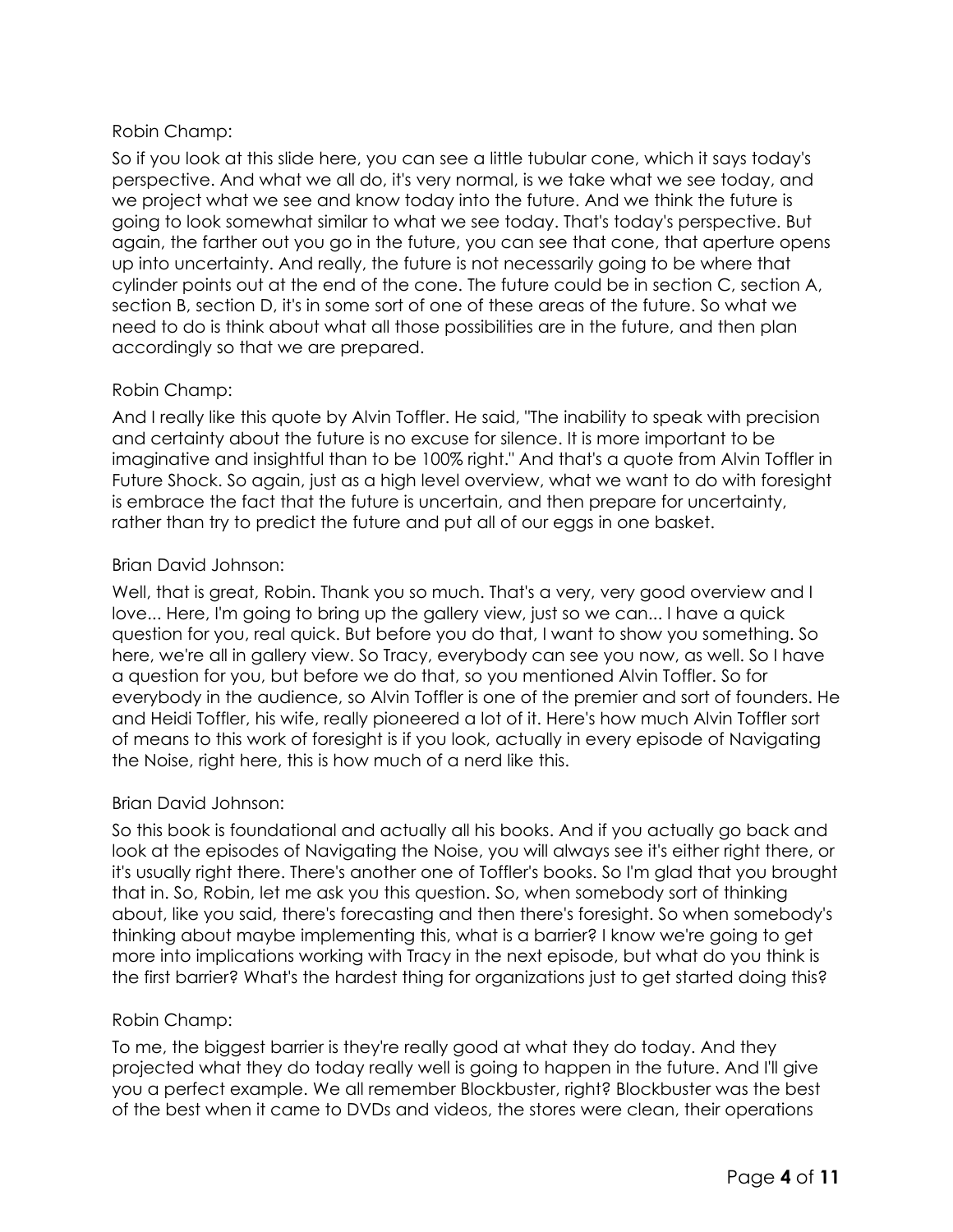Robin Champ:

So if you look at this slide here, you can see a little tubular cone, which it says today's perspective. And what we all do, it's very normal, is we take what we see today, and we project what we see and know today into the future. And we think the future is going to look somewhat similar to what we see today. That's today's perspective. But again, the farther out you go in the future, you can see that cone, that aperture opens up into uncertainty. And really, the future is not necessarily going to be where that cylinder points out at the end of the cone. The future could be in section C, section A, section B, section D, it's in some sort of one of these areas of the future. So what we need to do is think about what all those possibilities are in the future, and then plan accordingly so that we are prepared.

Robin Champ:

And I really like this quote by Alvin Toffler. He said, "The inability to speak with precision and certainty about the future is no excuse for silence. It is more important to be imaginative and insightful than to be 100% right." And that's a quote from Alvin Toffler in Future Shock. So again, just as a high level overview, what we want to do with foresight is embrace the fact that the future is uncertain, and then prepare for uncertainty, rather than try to predict the future and put all of our eggs in one basket.

Brian David Johnson:

Well, that is great, Robin. Thank you so much. That's a very, very good overview and I love... Here, I'm going to bring up the gallery view, just so we can... I have a quick question for you, real quick. But before you do that, I want to show you something. So here, we're all in gallery view. So Tracy, everybody can see you now, as well. So I have a question for you, but before we do that, so you mentioned Alvin Toffler. So for everybody in the audience, so Alvin Toffler is one of the premier and sort of founders. He and Heidi Toffler, his wife, really pioneered a lot of it. Here's how much Alvin Toffler sort of means to this work of foresight is if you look, actually in every episode of Navigating the Noise, right here, this is how much of a nerd like this.

Brian David Johnson:

So this book is foundational and actually all his books. And if you actually go back and look at the episodes of Navigating the Noise, you will always see it's either right there, or it's usually right there. There's another one of Toffler's books. So I'm glad that you brought that in. So, Robin, let me ask you this question. So, when somebody sort of thinking about, like you said, there's forecasting and then there's foresight. So when somebody's thinking about maybe implementing this, what is a barrier? I know we're going to get more into implications working with Tracy in the next episode, but what do you think is the first barrier? What's the hardest thing for organizations just to get started doing this?

Robin Champ:

To me, the biggest barrier is they're really good at what they do today. And they projected what they do today really well is going to happen in the future. And I'll give you a perfect example. We all remember Blockbuster, right? Blockbuster was the best of the best when it came to DVDs and videos, the stores were clean, their operations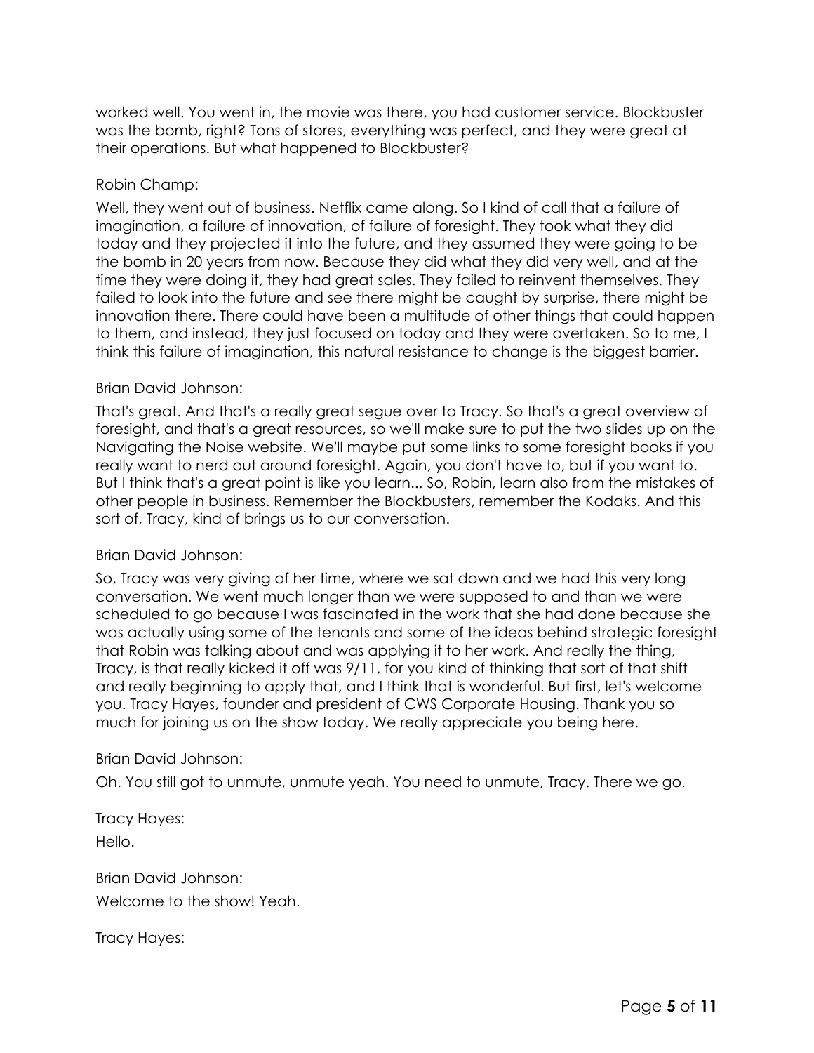worked well. You went in, the movie was there, you had customer service. Blockbuster was the bomb, right? Tons of stores, everything was perfect, and they were great at their operations. But what happened to Blockbuster?

Robin Champ:

Well, they went out of business. Netflix came along. So I kind of call that a failure of imagination, a failure of innovation, of failure of foresight. They took what they did today and they projected it into the future, and they assumed they were going to be the bomb in 20 years from now. Because they did what they did very well, and at the time they were doing it, they had great sales. They failed to reinvent themselves. They failed to look into the future and see there might be caught by surprise, there might be innovation there. There could have been a multitude of other things that could happen to them, and instead, they just focused on today and they were overtaken. So to me, I think this failure of imagination, this natural resistance to change is the biggest barrier.

Brian David Johnson:

That's great. And that's a really great segue over to Tracy. So that's a great overview of foresight, and that's a great resources, so we'll make sure to put the two slides up on the Navigating the Noise website. We'll maybe put some links to some foresight books if you really want to nerd out around foresight. Again, you don't have to, but if you want to. But I think that's a great point is like you learn... So, Robin, learn also from the mistakes of other people in business. Remember the Blockbusters, remember the Kodaks. And this sort of, Tracy, kind of brings us to our conversation.

Brian David Johnson:

So, Tracy was very giving of her time, where we sat down and we had this very long conversation. We went much longer than we were supposed to and than we were scheduled to go because I was fascinated in the work that she had done because she was actually using some of the tenants and some of the ideas behind strategic foresight that Robin was talking about and was applying it to her work. And really the thing, Tracy, is that really kicked it off was 9/11, for you kind of thinking that sort of that shift and really beginning to apply that, and I think that is wonderful. But first, let's welcome you. Tracy Hayes, founder and president of CWS Corporate Housing. Thank you so much for joining us on the show today. We really appreciate you being here.

Brian David Johnson:

Oh. You still got to unmute, unmute yeah. You need to unmute, Tracy. There we go.

Tracy Hayes:

Hello.

Brian David Johnson:

Welcome to the show! Yeah.

Tracy Hayes: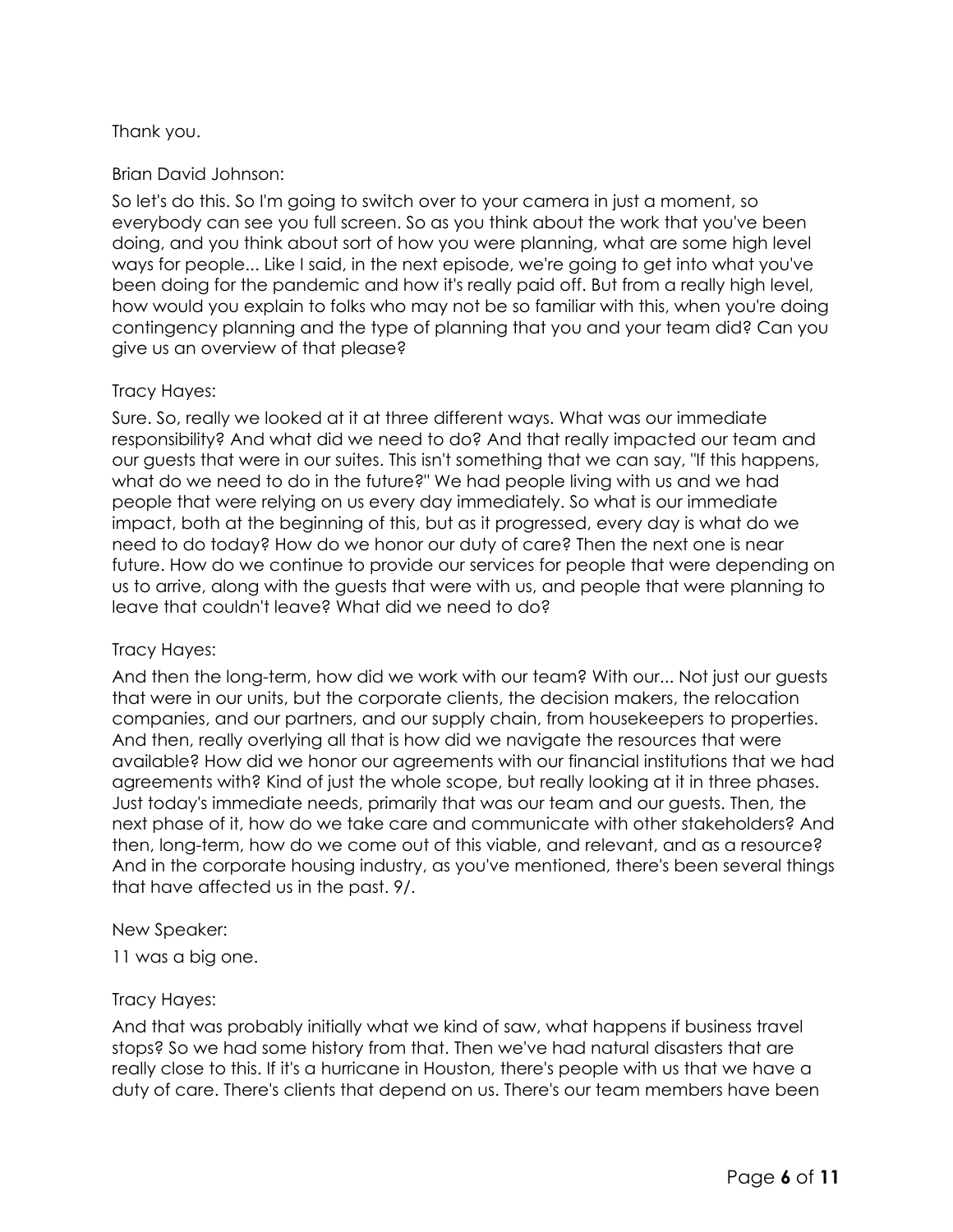Thank you.

Brian David Johnson:

So let's do this. So I'm going to switch over to your camera in just a moment, so everybody can see you full screen. So as you think about the work that you've been doing, and you think about sort of how you were planning, what are some high level ways for people... Like I said, in the next episode, we're going to get into what you've been doing for the pandemic and how it's really paid off. But from a really high level, how would you explain to folks who may not be so familiar with this, when you're doing contingency planning and the type of planning that you and your team did? Can you give us an overview of that please?

Tracy Hayes:

Sure. So, really we looked at it at three different ways. What was our immediate responsibility? And what did we need to do? And that really impacted our team and our guests that were in our suites. This isn't something that we can say, "If this happens, what do we need to do in the future?" We had people living with us and we had people that were relying on us every day immediately. So what is our immediate impact, both at the beginning of this, but as it progressed, every day is what do we need to do today? How do we honor our duty of care? Then the next one is near future. How do we continue to provide our services for people that were depending on us to arrive, along with the guests that were with us, and people that were planning to leave that couldn't leave? What did we need to do?

Tracy Hayes:

And then the long-term, how did we work with our team? With our... Not just our guests that were in our units, but the corporate clients, the decision makers, the relocation companies, and our partners, and our supply chain, from housekeepers to properties. And then, really overlying all that is how did we navigate the resources that were available? How did we honor our agreements with our financial institutions that we had agreements with? Kind of just the whole scope, but really looking at it in three phases. Just today's immediate needs, primarily that was our team and our guests. Then, the next phase of it, how do we take care and communicate with other stakeholders? And then, long-term, how do we come out of this viable, and relevant, and as a resource? And in the corporate housing industry, as you've mentioned, there's been several things that have affected us in the past. 9/.

New Speaker:

11 was a big one.

Tracy Hayes:

And that was probably initially what we kind of saw, what happens if business travel stops? So we had some history from that. Then we've had natural disasters that are really close to this. If it's a hurricane in Houston, there's people with us that we have a duty of care. There's clients that depend on us. There's our team members have been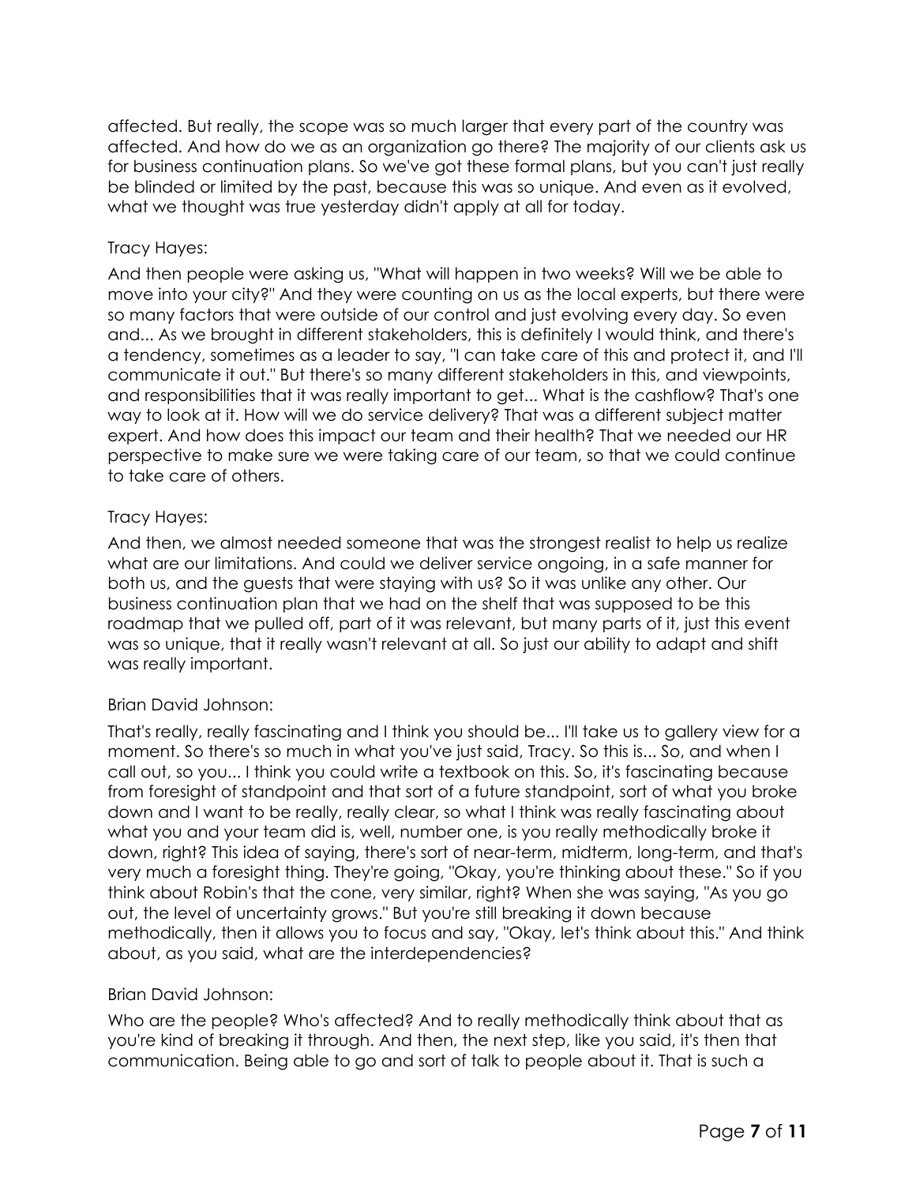affected. But really, the scope was so much larger that every part of the country was affected. And how do we as an organization go there? The majority of our clients ask us for business continuation plans. So we've got these formal plans, but you can't just really be blinded or limited by the past, because this was so unique. And even as it evolved, what we thought was true yesterday didn't apply at all for today.

Tracy Hayes:

And then people were asking us, "What will happen in two weeks? Will we be able to move into your city?" And they were counting on us as the local experts, but there were so many factors that were outside of our control and just evolving every day. So even and... As we brought in different stakeholders, this is definitely I would think, and there's a tendency, sometimes as a leader to say, "I can take care of this and protect it, and I'll communicate it out." But there's so many different stakeholders in this, and viewpoints, and responsibilities that it was really important to get... What is the cashflow? That's one way to look at it. How will we do service delivery? That was a different subject matter expert. And how does this impact our team and their health? That we needed our HR perspective to make sure we were taking care of our team, so that we could continue to take care of others.

Tracy Hayes:

And then, we almost needed someone that was the strongest realist to help us realize what are our limitations. And could we deliver service ongoing, in a safe manner for both us, and the guests that were staying with us? So it was unlike any other. Our business continuation plan that we had on the shelf that was supposed to be this roadmap that we pulled off, part of it was relevant, but many parts of it, just this event was so unique, that it really wasn't relevant at all. So just our ability to adapt and shift was really important.

Brian David Johnson:

That's really, really fascinating and I think you should be... I'll take us to gallery view for a moment. So there's so much in what you've just said, Tracy. So this is... So, and when I call out, so you... I think you could write a textbook on this. So, it's fascinating because from foresight of standpoint and that sort of a future standpoint, sort of what you broke down and I want to be really, really clear, so what I think was really fascinating about what you and your team did is, well, number one, is you really methodically broke it down, right? This idea of saying, there's sort of near-term, midterm, long-term, and that's very much a foresight thing. They're going, "Okay, you're thinking about these." So if you think about Robin's that the cone, very similar, right? When she was saying, "As you go out, the level of uncertainty grows." But you're still breaking it down because methodically, then it allows you to focus and say, "Okay, let's think about this." And think about, as you said, what are the interdependencies?

Brian David Johnson:

Who are the people? Who's affected? And to really methodically think about that as you're kind of breaking it through. And then, the next step, like you said, it's then that communication. Being able to go and sort of talk to people about it. That is such a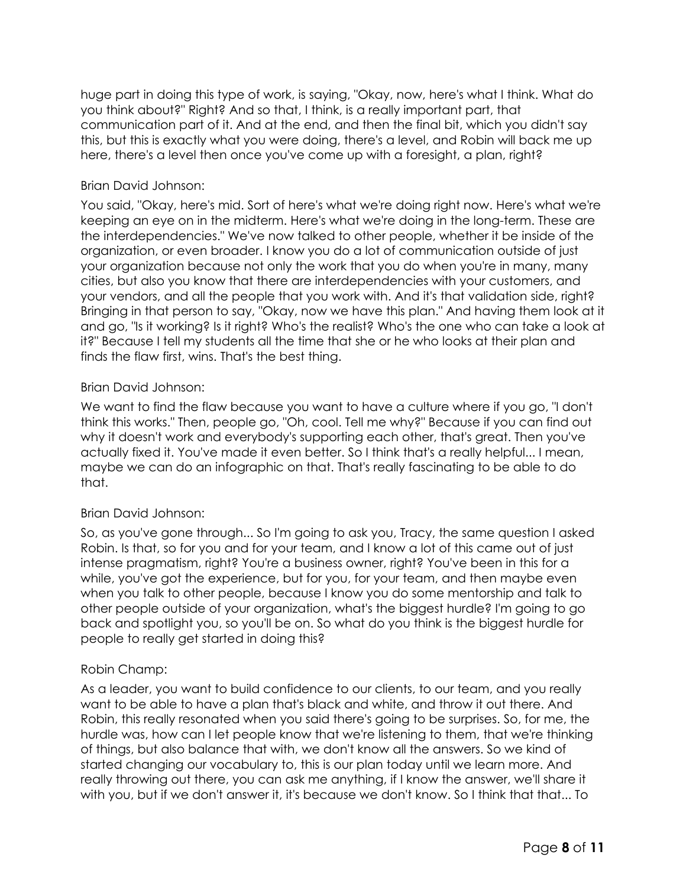huge part in doing this type of work, is saying, "Okay, now, here's what I think. What do you think about?" Right? And so that, I think, is a really important part, that communication part of it. And at the end, and then the final bit, which you didn't say this, but this is exactly what you were doing, there's a level, and Robin will back me up here, there's a level then once you've come up with a foresight, a plan, right?

Brian David Johnson:

You said, "Okay, here's mid. Sort of here's what we're doing right now. Here's what we're keeping an eye on in the midterm. Here's what we're doing in the long-term. These are the interdependencies." We've now talked to other people, whether it be inside of the organization, or even broader. I know you do a lot of communication outside of just your organization because not only the work that you do when you're in many, many cities, but also you know that there are interdependencies with your customers, and your vendors, and all the people that you work with. And it's that validation side, right? Bringing in that person to say, "Okay, now we have this plan." And having them look at it and go, "Is it working? Is it right? Who's the realist? Who's the one who can take a look at it?" Because I tell my students all the time that she or he who looks at their plan and finds the flaw first, wins. That's the best thing.

Brian David Johnson:

We want to find the flaw because you want to have a culture where if you go, "I don't think this works." Then, people go, "Oh, cool. Tell me why?" Because if you can find out why it doesn't work and everybody's supporting each other, that's great. Then you've actually fixed it. You've made it even better. So I think that's a really helpful... I mean, maybe we can do an infographic on that. That's really fascinating to be able to do that.

Brian David Johnson:

So, as you've gone through... So I'm going to ask you, Tracy, the same question I asked Robin. Is that, so for you and for your team, and I know a lot of this came out of just intense pragmatism, right? You're a business owner, right? You've been in this for a while, you've got the experience, but for you, for your team, and then maybe even when you talk to other people, because I know you do some mentorship and talk to other people outside of your organization, what's the biggest hurdle? I'm going to go back and spotlight you, so you'll be on. So what do you think is the biggest hurdle for people to really get started in doing this?

Robin Champ:

As a leader, you want to build confidence to our clients, to our team, and you really want to be able to have a plan that's black and white, and throw it out there. And Robin, this really resonated when you said there's going to be surprises. So, for me, the hurdle was, how can I let people know that we're listening to them, that we're thinking of things, but also balance that with, we don't know all the answers. So we kind of started changing our vocabulary to, this is our plan today until we learn more. And really throwing out there, you can ask me anything, if I know the answer, we'll share it with you, but if we don't answer it, it's because we don't know. So I think that that... To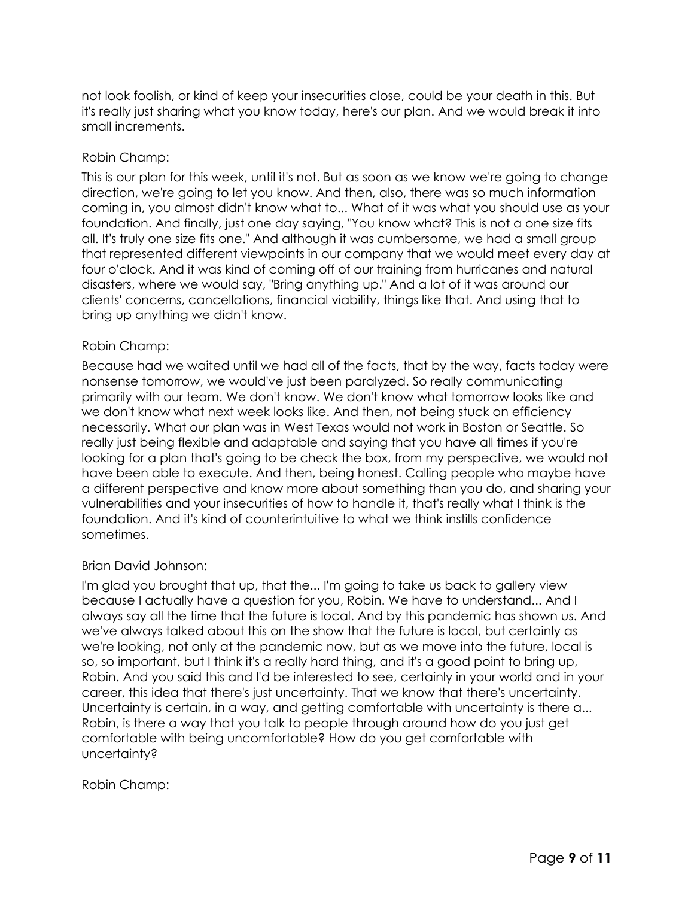not look foolish, or kind of keep your insecurities close, could be your death in this. But it's really just sharing what you know today, here's our plan. And we would break it into small increments.

Robin Champ:

This is our plan for this week, until it's not. But as soon as we know we're going to change direction, we're going to let you know. And then, also, there was so much information coming in, you almost didn't know what to... What of it was what you should use as your foundation. And finally, just one day saying, "You know what? This is not a one size fits all. It's truly one size fits one." And although it was cumbersome, we had a small group that represented different viewpoints in our company that we would meet every day at four o'clock. And it was kind of coming off of our training from hurricanes and natural disasters, where we would say, "Bring anything up." And a lot of it was around our clients' concerns, cancellations, financial viability, things like that. And using that to bring up anything we didn't know.

Robin Champ:

Because had we waited until we had all of the facts, that by the way, facts today were nonsense tomorrow, we would've just been paralyzed. So really communicating primarily with our team. We don't know. We don't know what tomorrow looks like and we don't know what next week looks like. And then, not being stuck on efficiency necessarily. What our plan was in West Texas would not work in Boston or Seattle. So really just being flexible and adaptable and saying that you have all times if you're looking for a plan that's going to be check the box, from my perspective, we would not have been able to execute. And then, being honest. Calling people who maybe have a different perspective and know more about something than you do, and sharing your vulnerabilities and your insecurities of how to handle it, that's really what I think is the foundation. And it's kind of counterintuitive to what we think instills confidence sometimes.

Brian David Johnson:

I'm glad you brought that up, that the... I'm going to take us back to gallery view because I actually have a question for you, Robin. We have to understand... And I always say all the time that the future is local. And by this pandemic has shown us. And we've always talked about this on the show that the future is local, but certainly as we're looking, not only at the pandemic now, but as we move into the future, local is so, so important, but I think it's a really hard thing, and it's a good point to bring up, Robin. And you said this and I'd be interested to see, certainly in your world and in your career, this idea that there's just uncertainty. That we know that there's uncertainty. Uncertainty is certain, in a way, and getting comfortable with uncertainty is there a... Robin, is there a way that you talk to people through around how do you just get comfortable with being uncomfortable? How do you get comfortable with uncertainty?

Robin Champ: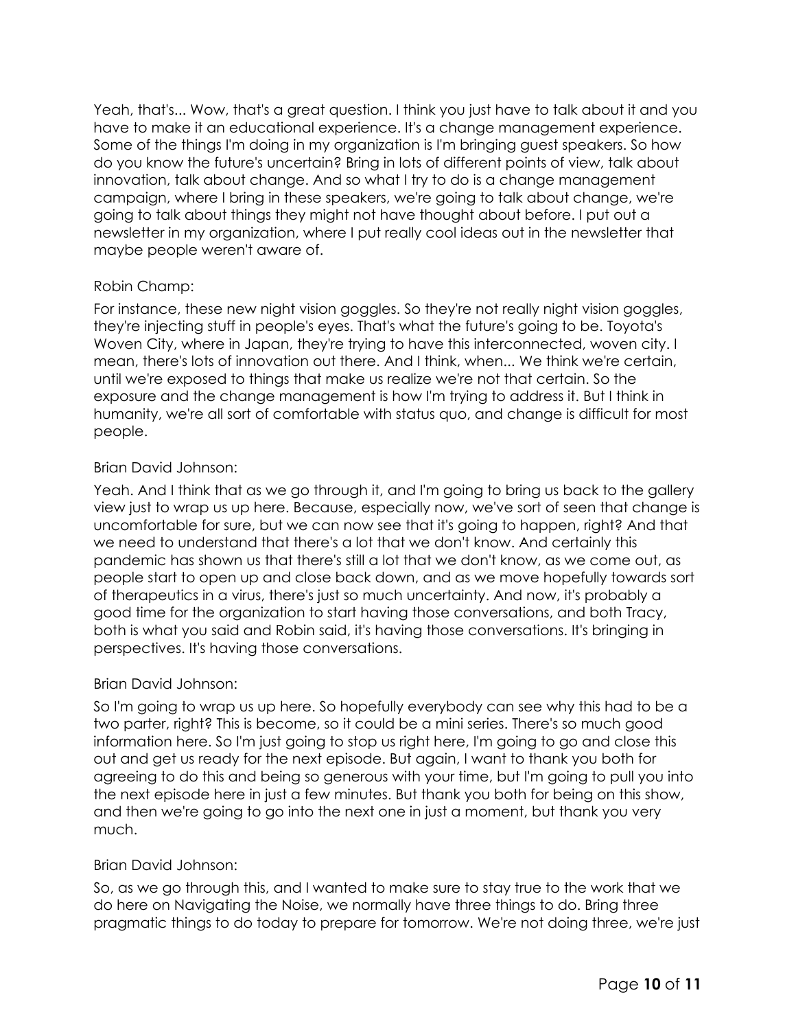Yeah, that's... Wow, that's a great question. I think you just have to talk about it and you have to make it an educational experience. It's a change management experience. Some of the things I'm doing in my organization is I'm bringing guest speakers. So how do you know the future's uncertain? Bring in lots of different points of view, talk about innovation, talk about change. And so what I try to do is a change management campaign, where I bring in these speakers, we're going to talk about change, we're going to talk about things they might not have thought about before. I put out a newsletter in my organization, where I put really cool ideas out in the newsletter that maybe people weren't aware of.

Robin Champ:

For instance, these new night vision goggles. So they're not really night vision goggles, they're injecting stuff in people's eyes. That's what the future's going to be. Toyota's Woven City, where in Japan, they're trying to have this interconnected, woven city. I mean, there's lots of innovation out there. And I think, when... We think we're certain, until we're exposed to things that make us realize we're not that certain. So the exposure and the change management is how I'm trying to address it. But I think in humanity, we're all sort of comfortable with status quo, and change is difficult for most people.

Brian David Johnson:

Yeah. And I think that as we go through it, and I'm going to bring us back to the gallery view just to wrap us up here. Because, especially now, we've sort of seen that change is uncomfortable for sure, but we can now see that it's going to happen, right? And that we need to understand that there's a lot that we don't know. And certainly this pandemic has shown us that there's still a lot that we don't know, as we come out, as people start to open up and close back down, and as we move hopefully towards sort of therapeutics in a virus, there's just so much uncertainty. And now, it's probably a good time for the organization to start having those conversations, and both Tracy, both is what you said and Robin said, it's having those conversations. It's bringing in perspectives. It's having those conversations.

Brian David Johnson:

So I'm going to wrap us up here. So hopefully everybody can see why this had to be a two parter, right? This is become, so it could be a mini series. There's so much good information here. So I'm just going to stop us right here, I'm going to go and close this out and get us ready for the next episode. But again, I want to thank you both for agreeing to do this and being so generous with your time, but I'm going to pull you into the next episode here in just a few minutes. But thank you both for being on this show, and then we're going to go into the next one in just a moment, but thank you very much.

Brian David Johnson:

So, as we go through this, and I wanted to make sure to stay true to the work that we do here on Navigating the Noise, we normally have three things to do. Bring three pragmatic things to do today to prepare for tomorrow. We're not doing three, we're just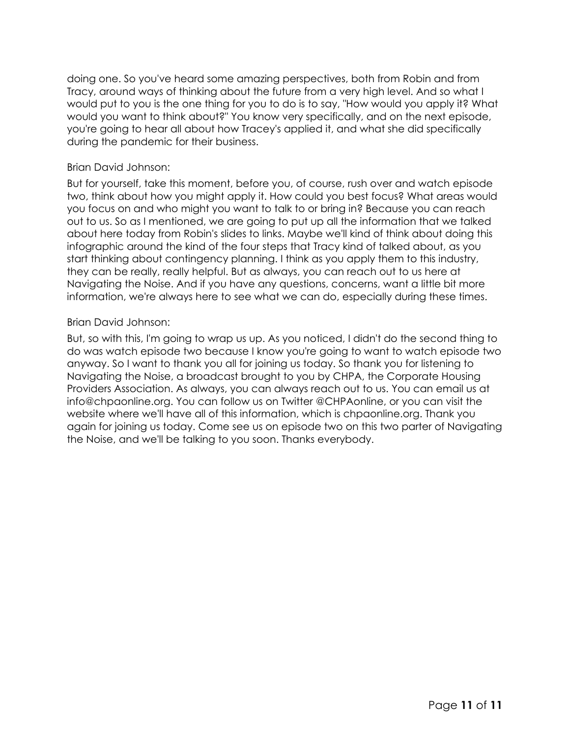doing one. So you've heard some amazing perspectives, both from Robin and from Tracy, around ways of thinking about the future from a very high level. And so what I would put to you is the one thing for you to do is to say, "How would you apply it? What would you want to think about?" You know very specifically, and on the next episode, you're going to hear all about how Tracey's applied it, and what she did specifically during the pandemic for their business.

Brian David Johnson:

But for yourself, take this moment, before you, of course, rush over and watch episode two, think about how you might apply it. How could you best focus? What areas would you focus on and who might you want to talk to or bring in? Because you can reach out to us. So as I mentioned, we are going to put up all the information that we talked about here today from Robin's slides to links. Maybe we'll kind of think about doing this infographic around the kind of the four steps that Tracy kind of talked about, as you start thinking about contingency planning. I think as you apply them to this industry, they can be really, really helpful. But as always, you can reach out to us here at Navigating the Noise. And if you have any questions, concerns, want a little bit more information, we're always here to see what we can do, especially during these times.

Brian David Johnson:

But, so with this, I'm going to wrap us up. As you noticed, I didn't do the second thing to do was watch episode two because I know you're going to want to watch episode two anyway. So I want to thank you all for joining us today. So thank you for listening to Navigating the Noise, a broadcast brought to you by CHPA, the Corporate Housing Providers Association. As always, you can always reach out to us. You can email us at info@chpaonline.org. You can follow us on Twitter @CHPAonline, or you can visit the website where we'll have all of this information, which is chpaonline.org. Thank you again for joining us today. Come see us on episode two on this two parter of Navigating the Noise, and we'll be talking to you soon. Thanks everybody.